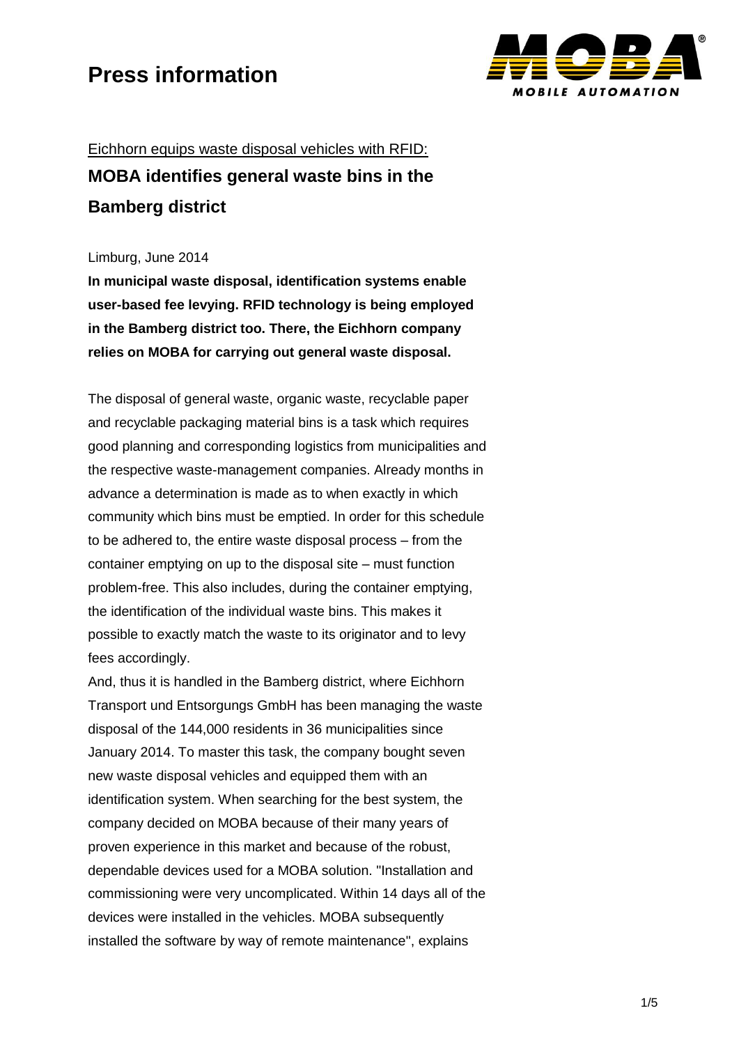# Press information

Eichhorn equips waste disposal vehicles with RFID:

## MOBA identifies general waste bins in the Bamberg district

Limburg, June 2014

**In municipal waste disposal, identification systems enable user-based fee levying. RFID technology is being employed in the Bamberg district too. There, the Eichhorn company relies on MOBA for carrying out general waste disposal.**

The disposal of general waste, organic waste, recyclable paper and recyclable packaging material bins is a task which requires good planning and corresponding logistics from municipalities and the respective waste-management companies. Already months in advance a determination is made as to when exactly in which community which bins must be emptied. In order for this schedule to be adhered to, the entire waste disposal process – from the container emptying on up to the disposal site – must function problem-free. This also includes, during the container emptying, the identification of the individual waste bins. This makes it possible to exactly match the waste to its originator and to levy fees accordingly.

And, thus it is handled in the Bamberg district, where Eichhorn Transport und Entsorgungs GmbH has been managing the waste disposal of the 144,000 residents in 36 municipalities since January 2014. To master this task, the company bought seven new waste disposal vehicles and equipped them with an identification system. When searching for the best system, the company decided on MOBA because of their many years of proven experience in this market and because of the robust, dependable devices used for a MOBA solution. "Installation and commissioning were very uncomplicated. Within 14 days all of the devices were installed in the vehicles. MOBA subsequently installed the software by way of remote maintenance", explains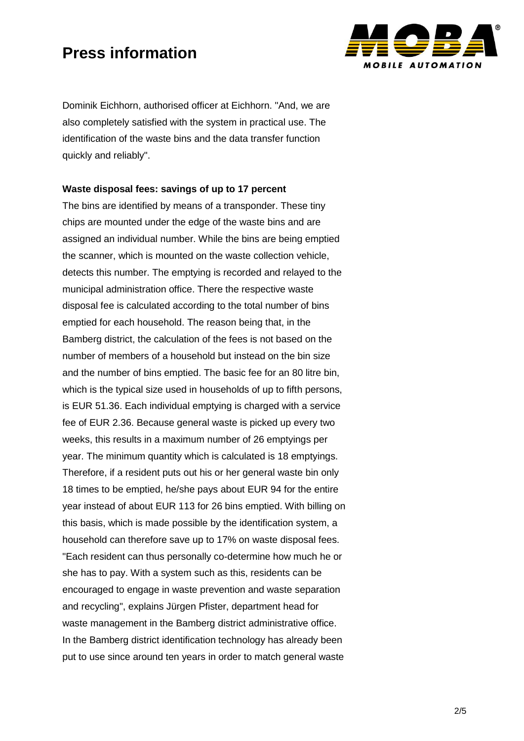Dominik Eichhorn, authorised officer at Eichhorn. "And, we are also completely satisfied with the system in practical use. The identification of the waste bins and the data transfer function quickly and reliably".

**Waste disposal fees: savings of up to 17 percent**

The bins are identified by means of a transponder. These tiny chips are mounted under the edge of the waste bins and are assigned an individual number. While the bins are being emptied the scanner, which is mounted on the waste collection vehicle, detects this number. The emptying is recorded and relayed to the municipal administration office. There the respective waste disposal fee is calculated according to the total number of bins emptied for each household. The reason being that, in the Bamberg district, the calculation of the fees is not based on the number of members of a household but instead on the bin size and the number of bins emptied. The basic fee for an 80 litre bin, which is the typical size used in households of up to fifth persons, is EUR 51.36. Each individual emptying is charged with a service fee of EUR 2.36. Because general waste is picked up every two weeks, this results in a maximum number of 26 emptyings per year. The minimum quantity which is calculated is 18 emptyings. Therefore, if a resident puts out his or her general waste bin only 18 times to be emptied, he/she pays about EUR 94 for the entire year instead of about EUR 113 for 26 bins emptied. With billing on this basis, which is made possible by the identification system, a household can therefore save up to 17% on waste disposal fees. "Each resident can thus personally co-determine how much he or she has to pay. With a system such as this, residents can be encouraged to engage in waste prevention and waste separation and recycling", explains Jürgen Pfister, department head for waste management in the Bamberg district administrative office. In the Bamberg district identification technology has already been put to use since around ten years in order to match general waste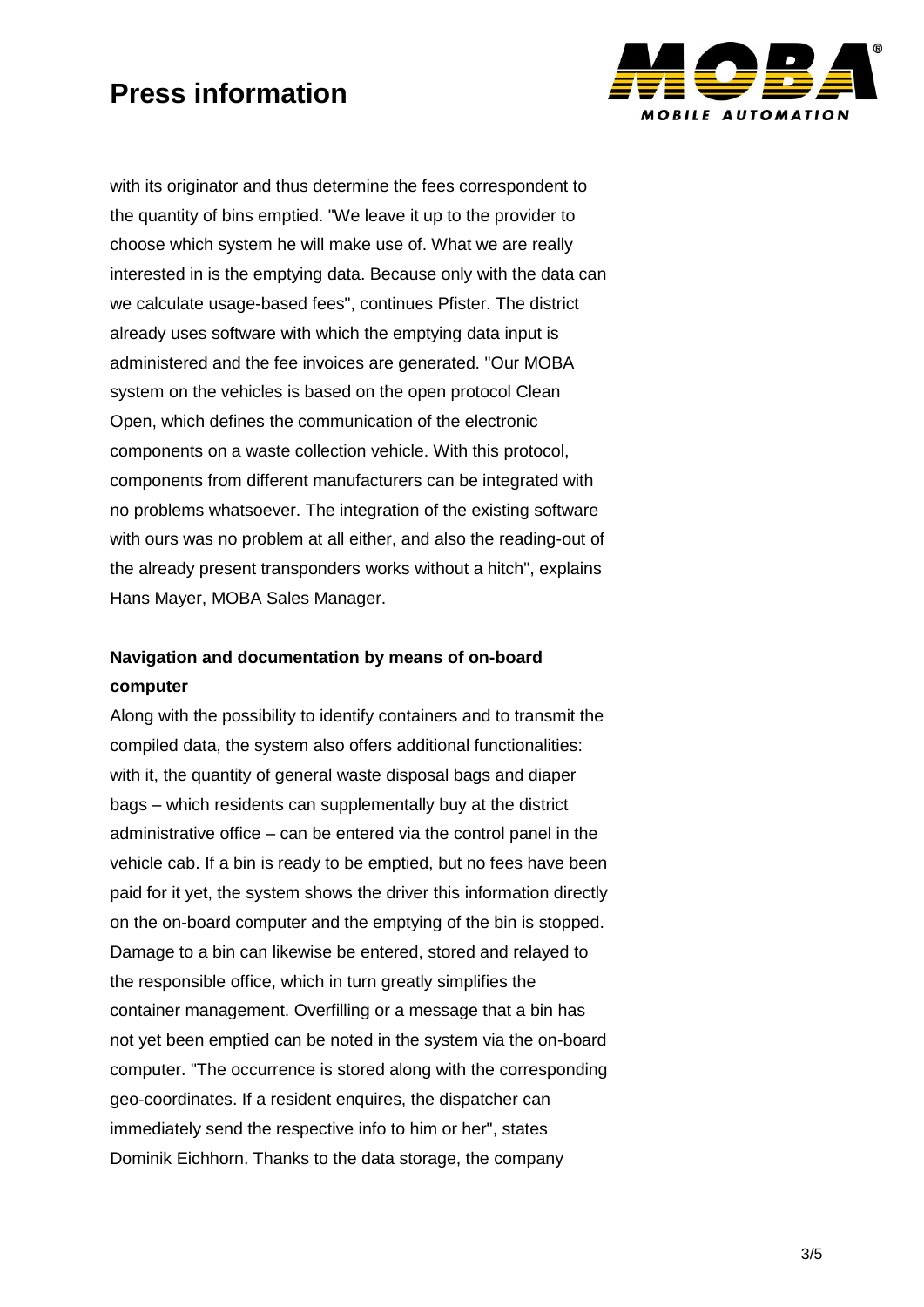with its originator and thus determine the fees correspondent to the quantity of bins emptied. "We leave it up to the provider to choose which system he will make use of. What we are really interested in is the emptying data. Because only with the data can we calculate usage-based fees", continues Pfister. The district already uses software with which the emptying data input is administered and the fee invoices are generated. "Our MOBA system on the vehicles is based on the open protocol Clean Open, which defines the communication of the electronic components on a waste collection vehicle. With this protocol, components from different manufacturers can be integrated with no problems whatsoever. The integration of the existing software with ours was no problem at all either, and also the reading-out of the already present transponders works without a hitch", explains Hans Mayer, MOBA Sales Manager.

**Navigation and documentation by means of on-board computer**

Along with the possibility to identify containers and to transmit the compiled data, the system also offers additional functionalities: with it, the quantity of general waste disposal bags and diaper bags – which residents can supplementally buy at the district administrative office – can be entered via the control panel in the vehicle cab. If a bin is ready to be emptied, but no fees have been paid for it yet, the system shows the driver this information directly on the on-board computer and the emptying of the bin is stopped. Damage to a bin can likewise be entered, stored and relayed to the responsible office, which in turn greatly simplifies the container management. Overfilling or a message that a bin has not yet been emptied can be noted in the system via the on-board computer. "The occurrence is stored along with the corresponding geo-coordinates. If a resident enquires, the dispatcher can immediately send the respective info to him or her", states Dominik Eichhorn. Thanks to the data storage, the company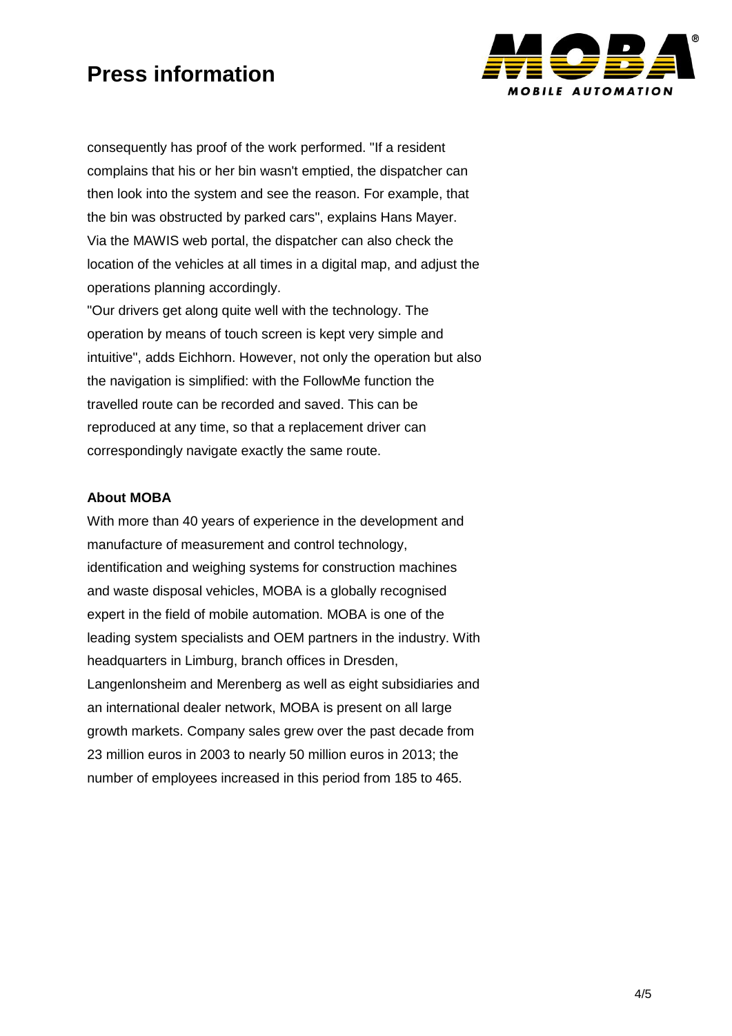consequently has proof of the work performed. "If a resident complains that his or her bin wasn't emptied, the dispatcher can then look into the system and see the reason. For example, that the bin was obstructed by parked cars", explains Hans Mayer. Via the MAWIS web portal, the dispatcher can also check the location of the vehicles at all times in a digital map, and adjust the operations planning accordingly.

"Our drivers get along quite well with the technology. The operation by means of touch screen is kept very simple and intuitive", adds Eichhorn. However, not only the operation but also the navigation is simplified: with the FollowMe function the travelled route can be recorded and saved. This can be reproduced at any time, so that a replacement driver can correspondingly navigate exactly the same route.

**About MOBA**

With more than 40 years of experience in the development and manufacture of measurement and control technology, identification and weighing systems for construction machines and waste disposal vehicles, MOBA is a globally recognised expert in the field of mobile automation. MOBA is one of the leading system specialists and OEM partners in the industry. With headquarters in Limburg, branch offices in Dresden, Langenlonsheim and Merenberg as well as eight subsidiaries and an international dealer network, MOBA is present on all large growth markets. Company sales grew over the past decade from 23 million euros in 2003 to nearly 50 million euros in 2013; the number of employees increased in this period from 185 to 465.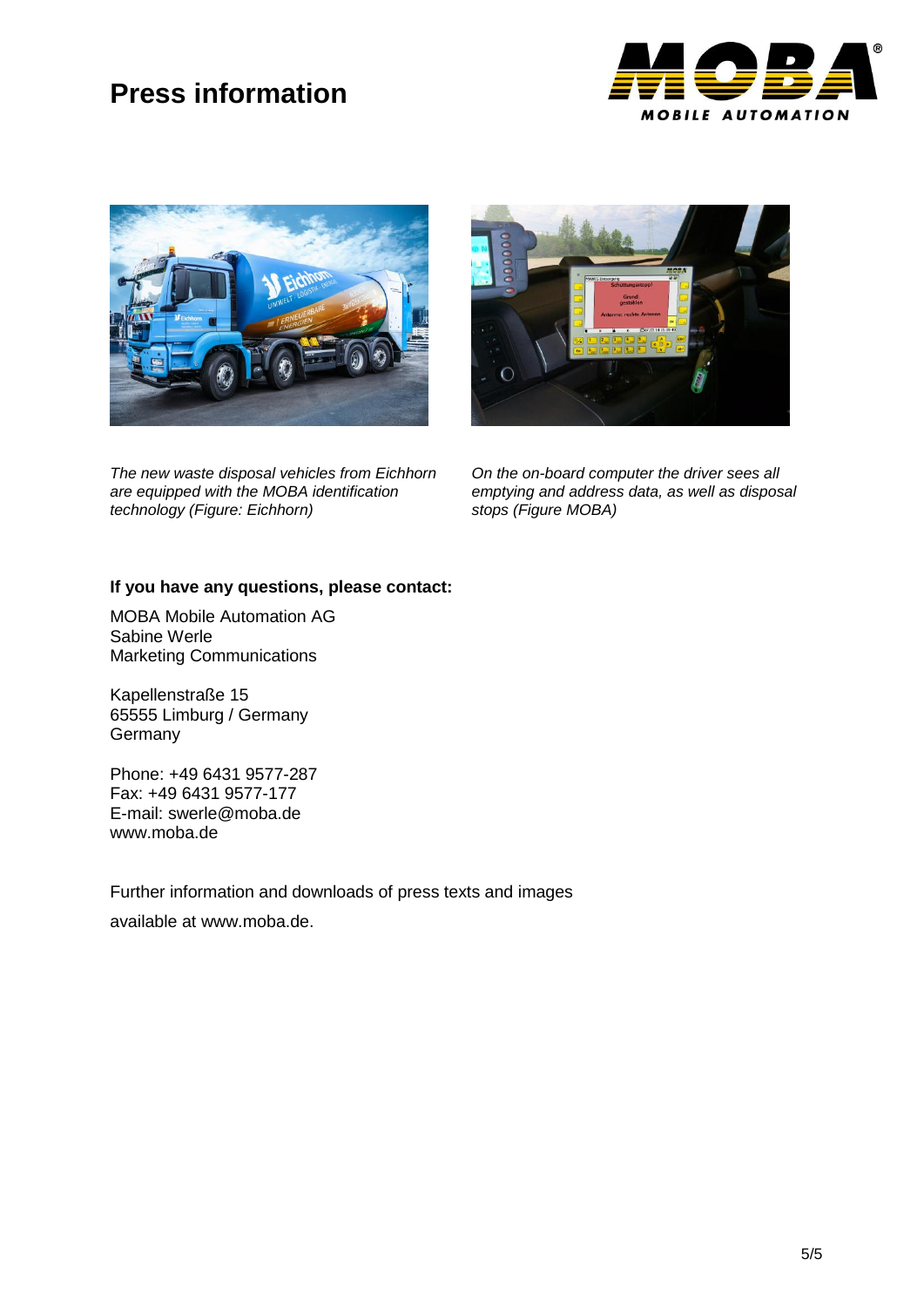# Press information

*The new waste disposal vehicles from Eichhorn are equipped with the MOBA identification technology (Figure: Eichhorn)*

*On the on-board computer the driver sees all emptying and address data, as well as disposal stops (Figure MOBA)*

**If you have any questions, please contact:**

MOBA Mobile Automation AG
Sabine Werle
Marketing Communications

Kapellenstraße 15
65555 Limburg / Germany
Germany

Phone: +49 6431 9577-287
Fax: +49 6431 9577-177
E-mail: swerle@moba.de
www.moba.de

Further information and downloads of press texts and images

available at www.moba.de.